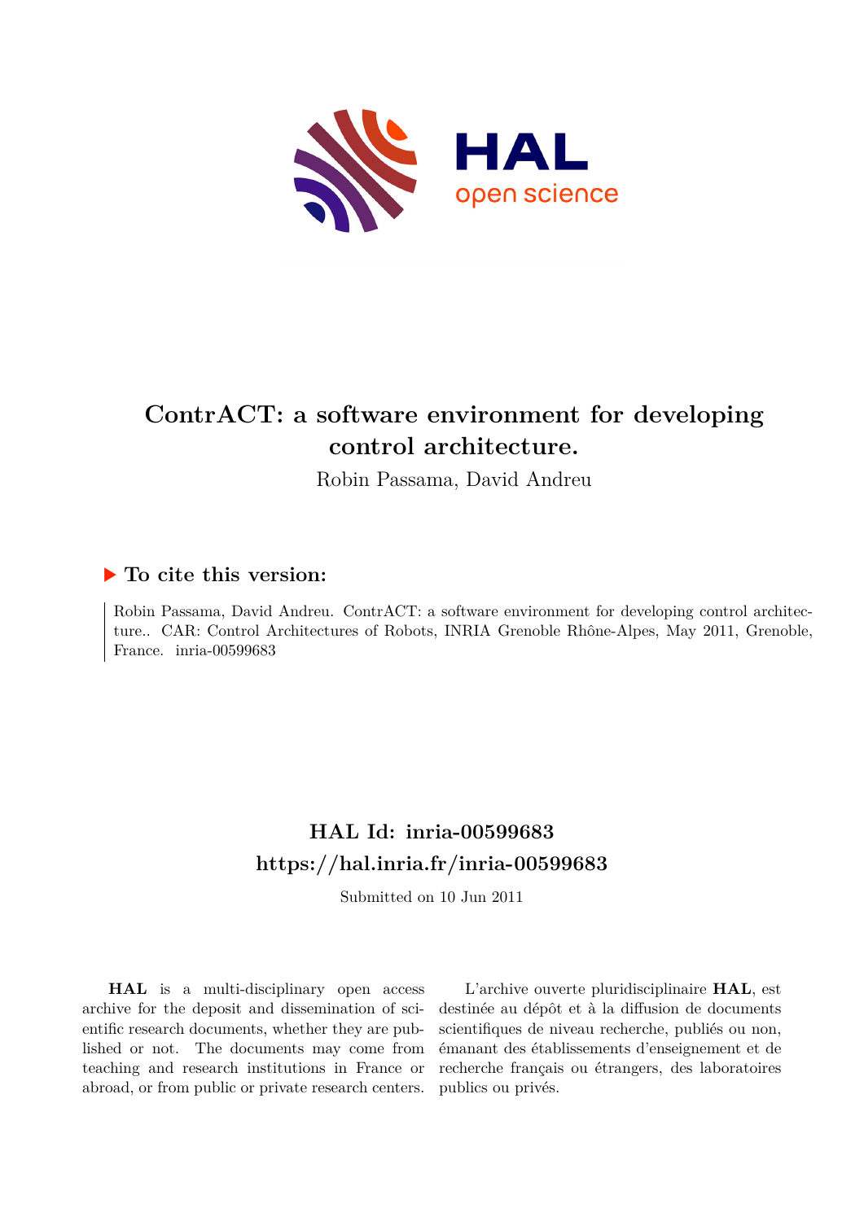# ContrACT: a software environment for developing control architecture.

Robin Passama, David Andreu

## ▶ To cite this version:

Robin Passama, David Andreu. ContrACT: a software environment for developing control architecture.. CAR: Control Architectures of Robots, INRIA Grenoble Rhône-Alpes, May 2011, Grenoble, France. inria-00599683

## HAL Id: inria-00599683

## https://hal.inria.fr/inria-00599683

Submitted on 10 Jun 2011

**HAL** is a multi-disciplinary open access archive for the deposit and dissemination of scientific research documents, whether they are published or not. The documents may come from teaching and research institutions in France or abroad, or from public or private research centers.

L'archive ouverte pluridisciplinaire **HAL**, est destinée au dépôt et à la diffusion de documents scientifiques de niveau recherche, publiés ou non, émanant des établissements d'enseignement et de recherche français ou étrangers, des laboratoires publics ou privés.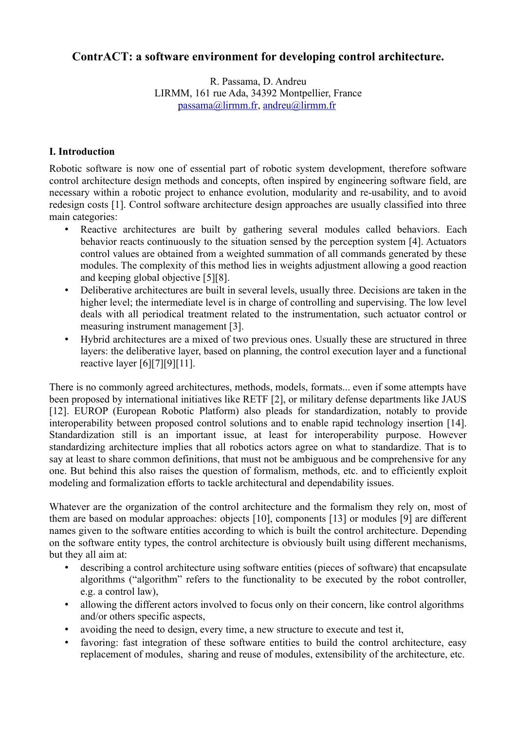# ContrACT: a software environment for developing control architecture.

R. Passama, D. Andreu
LIRMM, 161 rue Ada, 34392 Montpellier, France
passama@lirmm.fr, andreu@lirmm.fr

## I. Introduction

Robotic software is now one of essential part of robotic system development, therefore software control architecture design methods and concepts, often inspired by engineering software field, are necessary within a robotic project to enhance evolution, modularity and re-usability, and to avoid redesign costs [1]. Control software architecture design approaches are usually classified into three main categories:

- Reactive architectures are built by gathering several modules called behaviors. Each behavior reacts continuously to the situation sensed by the perception system [4]. Actuators control values are obtained from a weighted summation of all commands generated by these modules. The complexity of this method lies in weights adjustment allowing a good reaction and keeping global objective [5][8].
- Deliberative architectures are built in several levels, usually three. Decisions are taken in the higher level; the intermediate level is in charge of controlling and supervising. The low level deals with all periodical treatment related to the instrumentation, such actuator control or measuring instrument management [3].
- Hybrid architectures are a mixed of two previous ones. Usually these are structured in three layers: the deliberative layer, based on planning, the control execution layer and a functional reactive layer [6][7][9][11].

There is no commonly agreed architectures, methods, models, formats... even if some attempts have been proposed by international initiatives like RETF [2], or military defense departments like JAUS [12]. EUROP (European Robotic Platform) also pleads for standardization, notably to provide interoperability between proposed control solutions and to enable rapid technology insertion [14]. Standardization still is an important issue, at least for interoperability purpose. However standardizing architecture implies that all robotics actors agree on what to standardize. That is to say at least to share common definitions, that must not be ambiguous and be comprehensive for any one. But behind this also raises the question of formalism, methods, etc. and to efficiently exploit modeling and formalization efforts to tackle architectural and dependability issues.

Whatever are the organization of the control architecture and the formalism they rely on, most of them are based on modular approaches: objects [10], components [13] or modules [9] are different names given to the software entities according to which is built the control architecture. Depending on the software entity types, the control architecture is obviously built using different mechanisms, but they all aim at:

- describing a control architecture using software entities (pieces of software) that encapsulate algorithms ("algorithm" refers to the functionality to be executed by the robot controller, e.g. a control law),
- allowing the different actors involved to focus only on their concern, like control algorithms and/or others specific aspects,
- avoiding the need to design, every time, a new structure to execute and test it,
- favoring: fast integration of these software entities to build the control architecture, easy replacement of modules, sharing and reuse of modules, extensibility of the architecture, etc.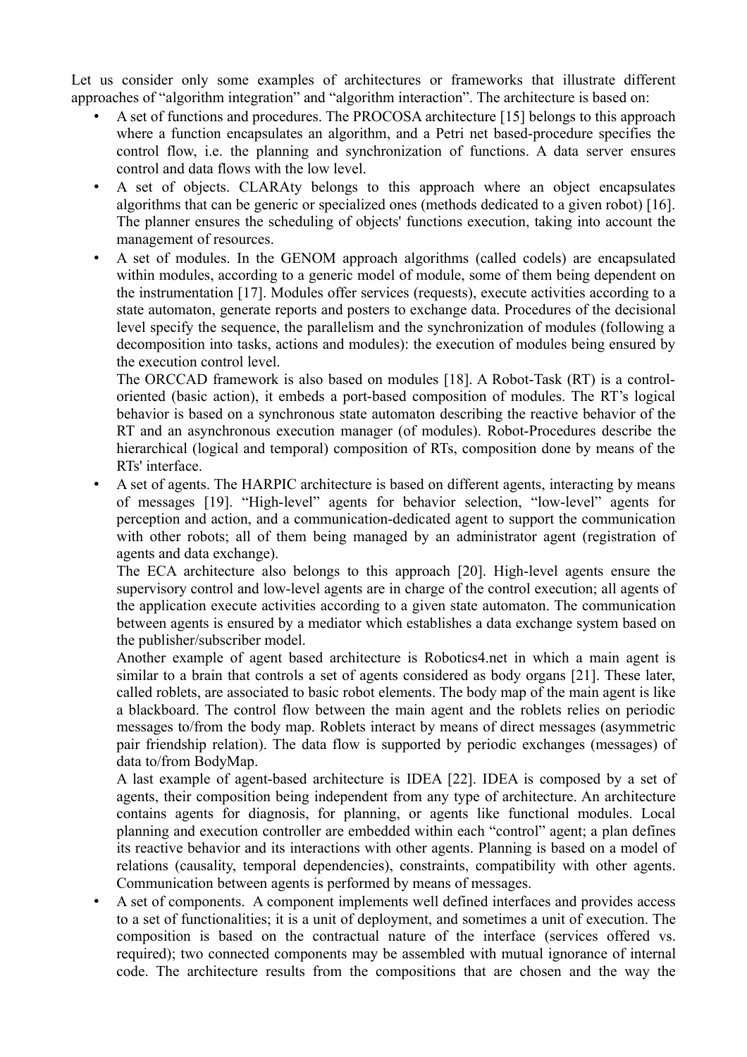Let us consider only some examples of architectures or frameworks that illustrate different approaches of "algorithm integration" and "algorithm interaction". The architecture is based on:

- A set of functions and procedures. The PROCOSA architecture [15] belongs to this approach where a function encapsulates an algorithm, and a Petri net based-procedure specifies the control flow, i.e. the planning and synchronization of functions. A data server ensures control and data flows with the low level.
- A set of objects. CLARAty belongs to this approach where an object encapsulates algorithms that can be generic or specialized ones (methods dedicated to a given robot) [16]. The planner ensures the scheduling of objects' functions execution, taking into account the management of resources.
- A set of modules. In the GENOM approach algorithms (called codels) are encapsulated within modules, according to a generic model of module, some of them being dependent on the instrumentation [17]. Modules offer services (requests), execute activities according to a state automaton, generate reports and posters to exchange data. Procedures of the decisional level specify the sequence, the parallelism and the synchronization of modules (following a decomposition into tasks, actions and modules): the execution of modules being ensured by the execution control level.

  The ORCCAD framework is also based on modules [18]. A Robot-Task (RT) is a control-oriented (basic action), it embeds a port-based composition of modules. The RT's logical behavior is based on a synchronous state automaton describing the reactive behavior of the RT and an asynchronous execution manager (of modules). Robot-Procedures describe the hierarchical (logical and temporal) composition of RTs, composition done by means of the RTs' interface.
- A set of agents. The HARPIC architecture is based on different agents, interacting by means of messages [19]. "High-level" agents for behavior selection, "low-level" agents for perception and action, and a communication-dedicated agent to support the communication with other robots; all of them being managed by an administrator agent (registration of agents and data exchange).

  The ECA architecture also belongs to this approach [20]. High-level agents ensure the supervisory control and low-level agents are in charge of the control execution; all agents of the application execute activities according to a given state automaton. The communication between agents is ensured by a mediator which establishes a data exchange system based on the publisher/subscriber model.

  Another example of agent based architecture is Robotics4.net in which a main agent is similar to a brain that controls a set of agents considered as body organs [21]. These later, called roblets, are associated to basic robot elements. The body map of the main agent is like a blackboard. The control flow between the main agent and the roblets relies on periodic messages to/from the body map. Roblets interact by means of direct messages (asymmetric pair friendship relation). The data flow is supported by periodic exchanges (messages) of data to/from BodyMap.

  A last example of agent-based architecture is IDEA [22]. IDEA is composed by a set of agents, their composition being independent from any type of architecture. An architecture contains agents for diagnosis, for planning, or agents like functional modules. Local planning and execution controller are embedded within each "control" agent; a plan defines its reactive behavior and its interactions with other agents. Planning is based on a model of relations (causality, temporal dependencies), constraints, compatibility with other agents. Communication between agents is performed by means of messages.
- A set of components. A component implements well defined interfaces and provides access to a set of functionalities; it is a unit of deployment, and sometimes a unit of execution. The composition is based on the contractual nature of the interface (services offered vs. required); two connected components may be assembled with mutual ignorance of internal code. The architecture results from the compositions that are chosen and the way the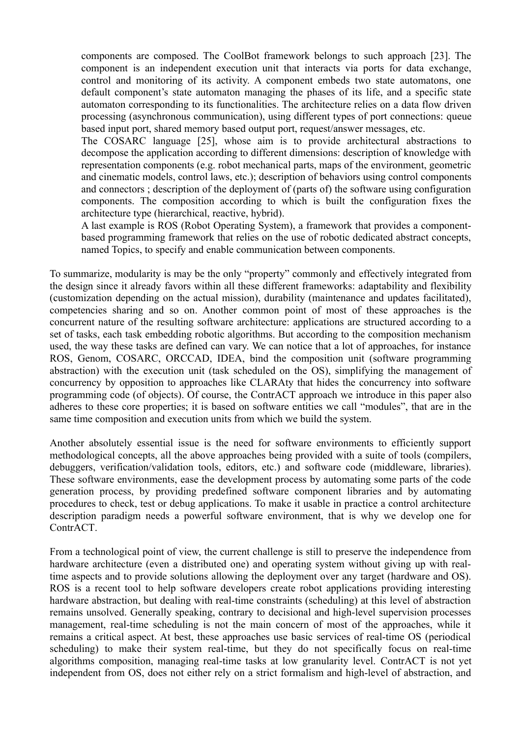components are composed. The CoolBot framework belongs to such approach [23]. The component is an independent execution unit that interacts via ports for data exchange, control and monitoring of its activity. A component embeds two state automatons, one default component's state automaton managing the phases of its life, and a specific state automaton corresponding to its functionalities. The architecture relies on a data flow driven processing (asynchronous communication), using different types of port connections: queue based input port, shared memory based output port, request/answer messages, etc.

The COSARC language [25], whose aim is to provide architectural abstractions to decompose the application according to different dimensions: description of knowledge with representation components (e.g. robot mechanical parts, maps of the environment, geometric and cinematic models, control laws, etc.); description of behaviors using control components and connectors ; description of the deployment of (parts of) the software using configuration components. The composition according to which is built the configuration fixes the architecture type (hierarchical, reactive, hybrid).

A last example is ROS (Robot Operating System), a framework that provides a component-based programming framework that relies on the use of robotic dedicated abstract concepts, named Topics, to specify and enable communication between components.

To summarize, modularity is may be the only "property" commonly and effectively integrated from the design since it already favors within all these different frameworks: adaptability and flexibility (customization depending on the actual mission), durability (maintenance and updates facilitated), competencies sharing and so on. Another common point of most of these approaches is the concurrent nature of the resulting software architecture: applications are structured according to a set of tasks, each task embedding robotic algorithms. But according to the composition mechanism used, the way these tasks are defined can vary. We can notice that a lot of approaches, for instance ROS, Genom, COSARC, ORCCAD, IDEA, bind the composition unit (software programming abstraction) with the execution unit (task scheduled on the OS), simplifying the management of concurrency by opposition to approaches like CLARAty that hides the concurrency into software programming code (of objects). Of course, the ContrACT approach we introduce in this paper also adheres to these core properties; it is based on software entities we call "modules", that are in the same time composition and execution units from which we build the system.

Another absolutely essential issue is the need for software environments to efficiently support methodological concepts, all the above approaches being provided with a suite of tools (compilers, debuggers, verification/validation tools, editors, etc.) and software code (middleware, libraries). These software environments, ease the development process by automating some parts of the code generation process, by providing predefined software component libraries and by automating procedures to check, test or debug applications. To make it usable in practice a control architecture description paradigm needs a powerful software environment, that is why we develop one for ContrACT.

From a technological point of view, the current challenge is still to preserve the independence from hardware architecture (even a distributed one) and operating system without giving up with real-time aspects and to provide solutions allowing the deployment over any target (hardware and OS). ROS is a recent tool to help software developers create robot applications providing interesting hardware abstraction, but dealing with real-time constraints (scheduling) at this level of abstraction remains unsolved. Generally speaking, contrary to decisional and high-level supervision processes management, real-time scheduling is not the main concern of most of the approaches, while it remains a critical aspect. At best, these approaches use basic services of real-time OS (periodical scheduling) to make their system real-time, but they do not specifically focus on real-time algorithms composition, managing real-time tasks at low granularity level. ContrACT is not yet independent from OS, does not either rely on a strict formalism and high-level of abstraction, and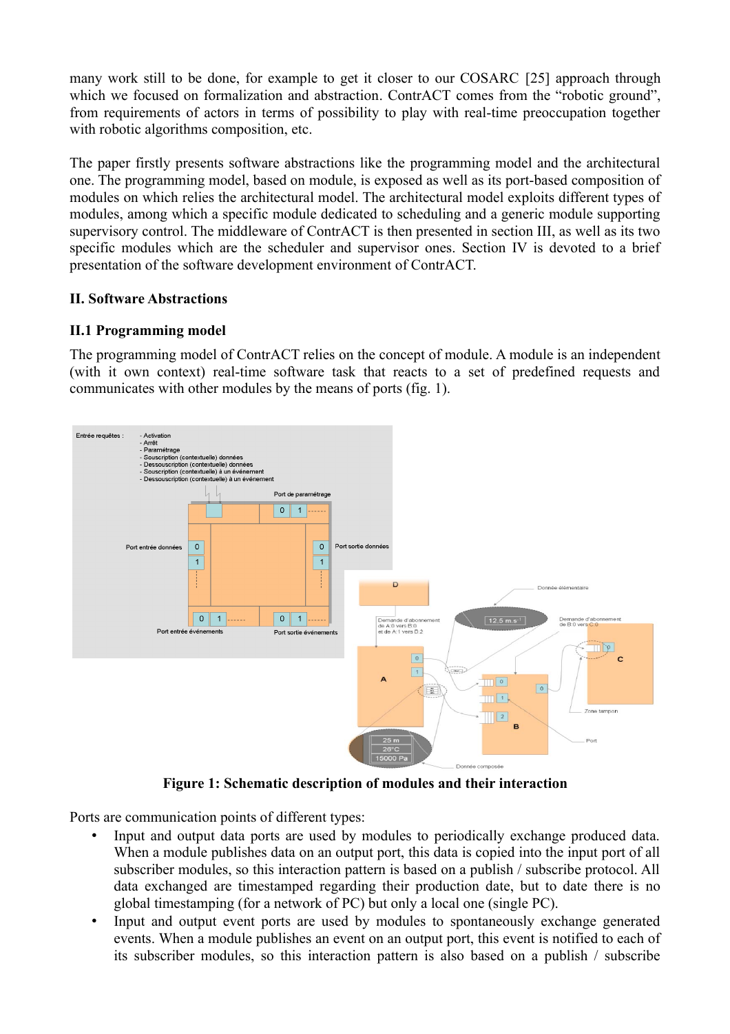many work still to be done, for example to get it closer to our COSARC [25] approach through which we focused on formalization and abstraction. ContrACT comes from the "robotic ground", from requirements of actors in terms of possibility to play with real-time preoccupation together with robotic algorithms composition, etc.

The paper firstly presents software abstractions like the programming model and the architectural one. The programming model, based on module, is exposed as well as its port-based composition of modules on which relies the architectural model. The architectural model exploits different types of modules, among which a specific module dedicated to scheduling and a generic module supporting supervisory control. The middleware of ContrACT is then presented in section III, as well as its two specific modules which are the scheduler and supervisor ones. Section IV is devoted to a brief presentation of the software development environment of ContrACT.

## II. Software Abstractions

### II.1 Programming model

The programming model of ContrACT relies on the concept of module. A module is an independent (with it own context) real-time software task that reacts to a set of predefined requests and communicates with other modules by the means of ports (fig. 1).

**Figure 1: Schematic description of modules and their interaction**

Ports are communication points of different types:

- Input and output data ports are used by modules to periodically exchange produced data. When a module publishes data on an output port, this data is copied into the input port of all subscriber modules, so this interaction pattern is based on a publish / subscribe protocol. All data exchanged are timestamped regarding their production date, but to date there is no global timestamping (for a network of PC) but only a local one (single PC).
- Input and output event ports are used by modules to spontaneously exchange generated events. When a module publishes an event on an output port, this event is notified to each of its subscriber modules, so this interaction pattern is also based on a publish / subscribe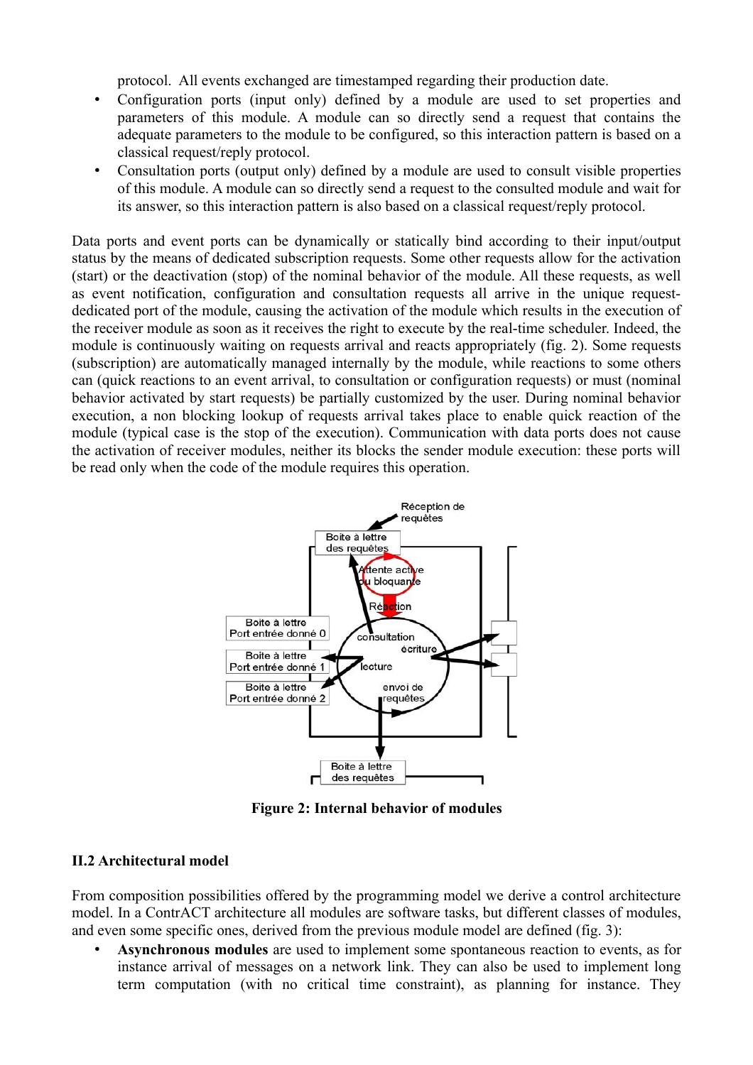protocol. All events exchanged are timestamped regarding their production date.

- Configuration ports (input only) defined by a module are used to set properties and parameters of this module. A module can so directly send a request that contains the adequate parameters to the module to be configured, so this interaction pattern is based on a classical request/reply protocol.
- Consultation ports (output only) defined by a module are used to consult visible properties of this module. A module can so directly send a request to the consulted module and wait for its answer, so this interaction pattern is also based on a classical request/reply protocol.

Data ports and event ports can be dynamically or statically bind according to their input/output status by the means of dedicated subscription requests. Some other requests allow for the activation (start) or the deactivation (stop) of the nominal behavior of the module. All these requests, as well as event notification, configuration and consultation requests all arrive in the unique request-dedicated port of the module, causing the activation of the module which results in the execution of the receiver module as soon as it receives the right to execute by the real-time scheduler. Indeed, the module is continuously waiting on requests arrival and reacts appropriately (fig. 2). Some requests (subscription) are automatically managed internally by the module, while reactions to some others can (quick reactions to an event arrival, to consultation or configuration requests) or must (nominal behavior activated by start requests) be partially customized by the user. During nominal behavior execution, a non blocking lookup of requests arrival takes place to enable quick reaction of the module (typical case is the stop of the execution). Communication with data ports does not cause the activation of receiver modules, neither its blocks the sender module execution: these ports will be read only when the code of the module requires this operation.

**Figure 2: Internal behavior of modules**

### II.2 Architectural model

From composition possibilities offered by the programming model we derive a control architecture model. In a ContrACT architecture all modules are software tasks, but different classes of modules, and even some specific ones, derived from the previous module model are defined (fig. 3):

- **Asynchronous modules** are used to implement some spontaneous reaction to events, as for instance arrival of messages on a network link. They can also be used to implement long term computation (with no critical time constraint), as planning for instance. They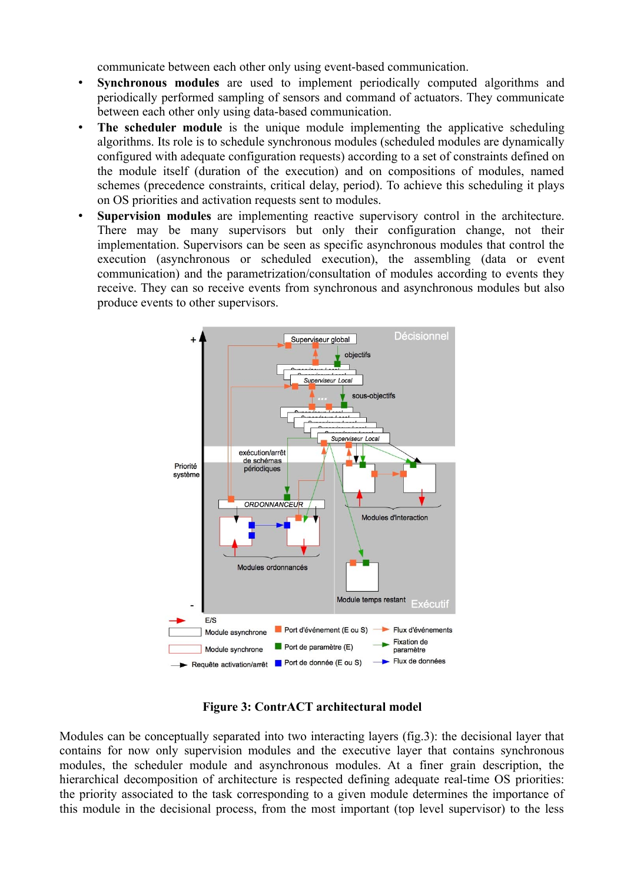communicate between each other only using event-based communication.

- **Synchronous modules** are used to implement periodically computed algorithms and periodically performed sampling of sensors and command of actuators. They communicate between each other only using data-based communication.
- **The scheduler module** is the unique module implementing the applicative scheduling algorithms. Its role is to schedule synchronous modules (scheduled modules are dynamically configured with adequate configuration requests) according to a set of constraints defined on the module itself (duration of the execution) and on compositions of modules, named schemes (precedence constraints, critical delay, period). To achieve this scheduling it plays on OS priorities and activation requests sent to modules.
- **Supervision modules** are implementing reactive supervisory control in the architecture. There may be many supervisors but only their configuration change, not their implementation. Supervisors can be seen as specific asynchronous modules that control the execution (asynchronous or scheduled execution), the assembling (data or event communication) and the parametrization/consultation of modules according to events they receive. They can so receive events from synchronous and asynchronous modules but also produce events to other supervisors.

**Figure 3: ContrACT architectural model**

Modules can be conceptually separated into two interacting layers (fig.3): the decisional layer that contains for now only supervision modules and the executive layer that contains synchronous modules, the scheduler module and asynchronous modules. At a finer grain description, the hierarchical decomposition of architecture is respected defining adequate real-time OS priorities: the priority associated to the task corresponding to a given module determines the importance of this module in the decisional process, from the most important (top level supervisor) to the less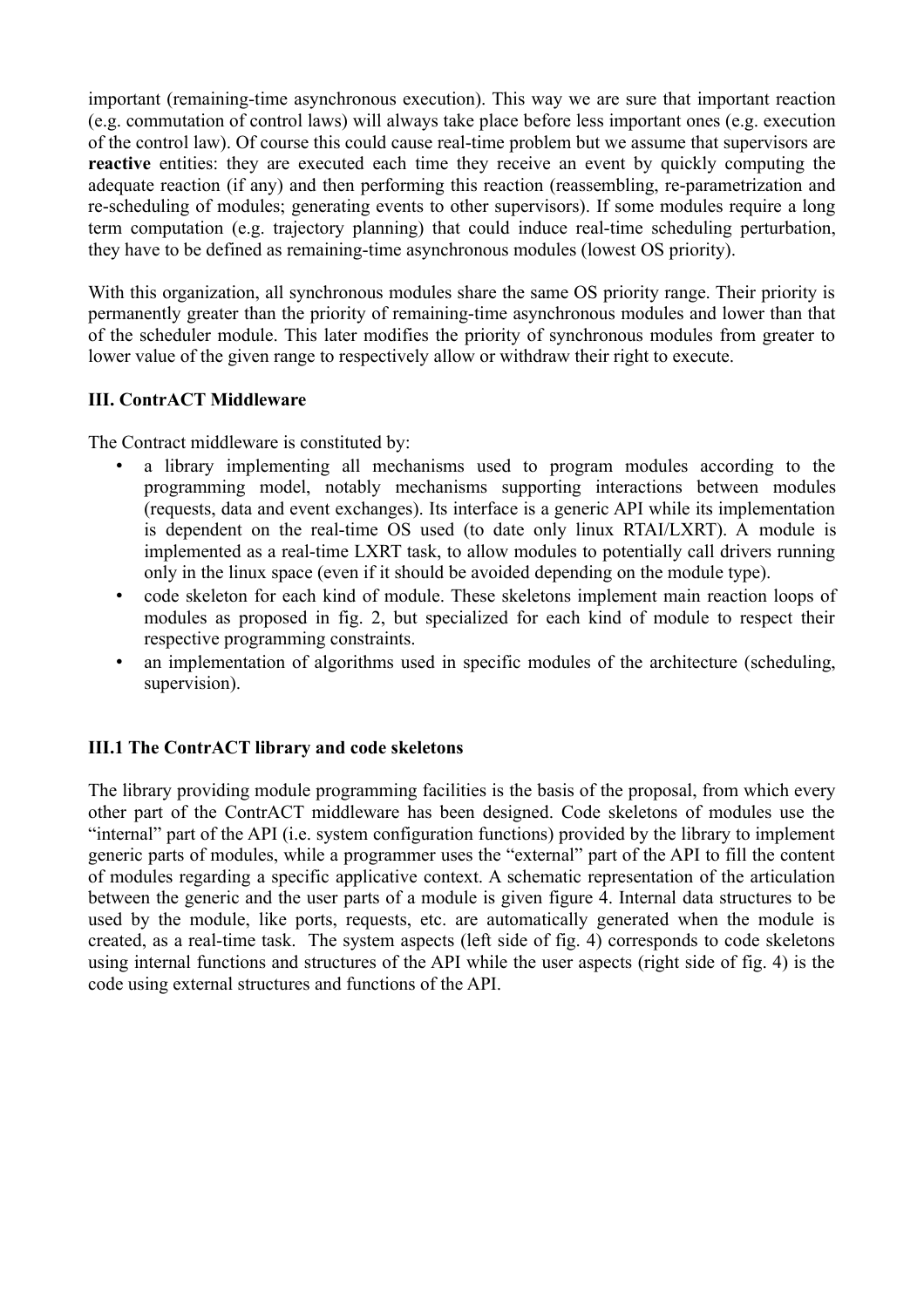important (remaining-time asynchronous execution). This way we are sure that important reaction (e.g. commutation of control laws) will always take place before less important ones (e.g. execution of the control law). Of course this could cause real-time problem but we assume that supervisors are **reactive** entities: they are executed each time they receive an event by quickly computing the adequate reaction (if any) and then performing this reaction (reassembling, re-parametrization and re-scheduling of modules; generating events to other supervisors). If some modules require a long term computation (e.g. trajectory planning) that could induce real-time scheduling perturbation, they have to be defined as remaining-time asynchronous modules (lowest OS priority).

With this organization, all synchronous modules share the same OS priority range. Their priority is permanently greater than the priority of remaining-time asynchronous modules and lower than that of the scheduler module. This later modifies the priority of synchronous modules from greater to lower value of the given range to respectively allow or withdraw their right to execute.

### III. ContrACT Middleware

The Contract middleware is constituted by:

- a library implementing all mechanisms used to program modules according to the programming model, notably mechanisms supporting interactions between modules (requests, data and event exchanges). Its interface is a generic API while its implementation is dependent on the real-time OS used (to date only linux RTAI/LXRT). A module is implemented as a real-time LXRT task, to allow modules to potentially call drivers running only in the linux space (even if it should be avoided depending on the module type).
- code skeleton for each kind of module. These skeletons implement main reaction loops of modules as proposed in fig. 2, but specialized for each kind of module to respect their respective programming constraints.
- an implementation of algorithms used in specific modules of the architecture (scheduling, supervision).

#### III.1 The ContrACT library and code skeletons

The library providing module programming facilities is the basis of the proposal, from which every other part of the ContrACT middleware has been designed. Code skeletons of modules use the "internal" part of the API (i.e. system configuration functions) provided by the library to implement generic parts of modules, while a programmer uses the "external" part of the API to fill the content of modules regarding a specific applicative context. A schematic representation of the articulation between the generic and the user parts of a module is given figure 4. Internal data structures to be used by the module, like ports, requests, etc. are automatically generated when the module is created, as a real-time task. The system aspects (left side of fig. 4) corresponds to code skeletons using internal functions and structures of the API while the user aspects (right side of fig. 4) is the code using external structures and functions of the API.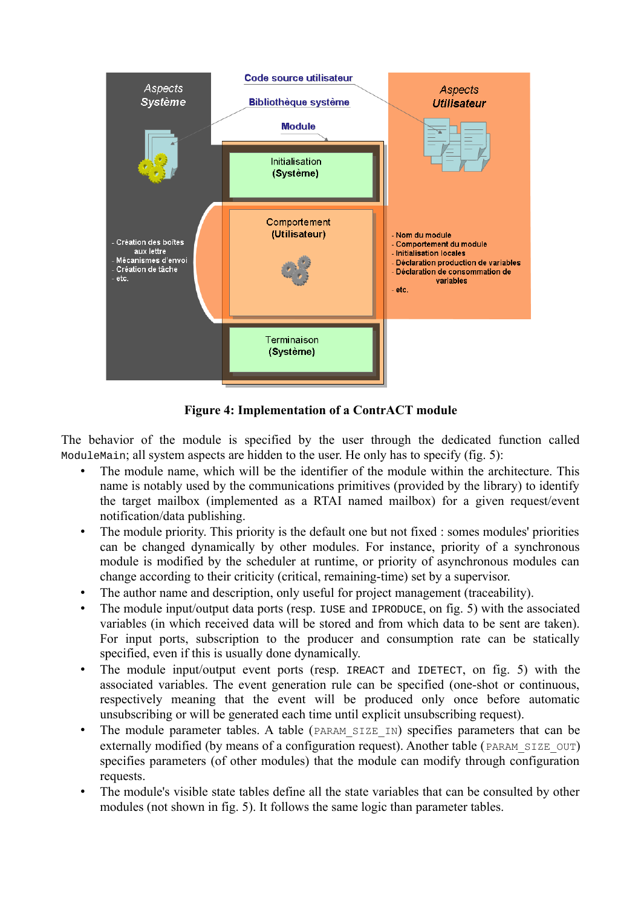**Figure 4: Implementation of a ContrACT module**

The behavior of the module is specified by the user through the dedicated function called `ModuleMain`; all system aspects are hidden to the user. He only has to specify (fig. 5):

- The module name, which will be the identifier of the module within the architecture. This name is notably used by the communications primitives (provided by the library) to identify the target mailbox (implemented as a RTAI named mailbox) for a given request/event notification/data publishing.
- The module priority. This priority is the default one but not fixed : somes modules' priorities can be changed dynamically by other modules. For instance, priority of a synchronous module is modified by the scheduler at runtime, or priority of asynchronous modules can change according to their criticity (critical, remaining-time) set by a supervisor.
- The author name and description, only useful for project management (traceability).
- The module input/output data ports (resp. `IUSE` and `IPRODUCE`, on fig. 5) with the associated variables (in which received data will be stored and from which data to be sent are taken). For input ports, subscription to the producer and consumption rate can be statically specified, even if this is usually done dynamically.
- The module input/output event ports (resp. `IREACT` and `IDETECT`, on fig. 5) with the associated variables. The event generation rule can be specified (one-shot or continuous, respectively meaning that the event will be produced only once before automatic unsubscribing or will be generated each time until explicit unsubscribing request).
- The module parameter tables. A table (`PARAM_SIZE_IN`) specifies parameters that can be externally modified (by means of a configuration request). Another table (`PARAM_SIZE_OUT`) specifies parameters (of other modules) that the module can modify through configuration requests.
- The module's visible state tables define all the state variables that can be consulted by other modules (not shown in fig. 5). It follows the same logic than parameter tables.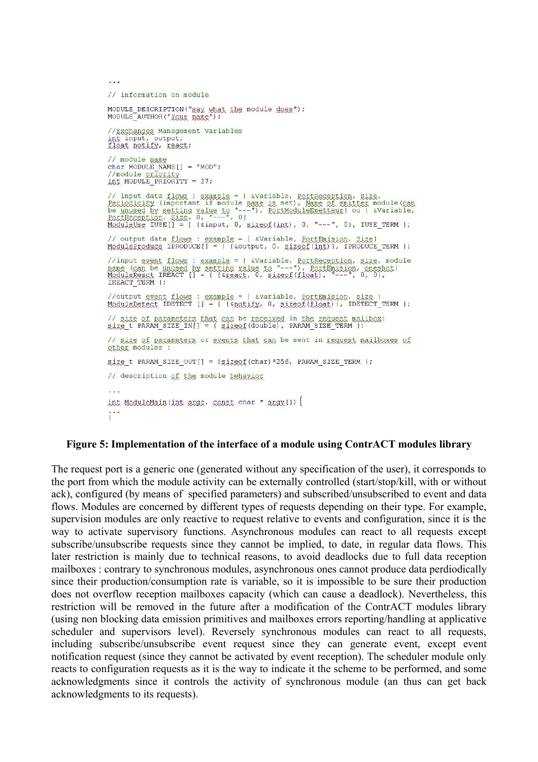```
...
// information on module

MODULE_DESCRIPTION("say what the module does");
MODULE_AUTHOR("Your name");

//Exchanges Management Variables
int input, output;
float notify, react;

// module name
char MODULE_NAME[] = "MOD";
//module priority
int MODULE_PRIORITY = 37;

// input data flows : example = { &Variable, PortReception, Size,
Periodicity (important if module name is set), Name of emitter module(can
be unused by setting value to "---"), PortModuleEmetteur} ou { &Variable,
PortReception, Size, 0, "---", 0}
ModuleUse IUSE[] = { {&input, 0, sizeof(int), 0, "---", 0}, IUSE_TERM };

// output data flows : example = { &Variable, PortEmision, Size}
ModuleProduce IPRODUCE[] = { {&output, 0, sizeof(int)}, IPRODUCE_TERM };

//input event flows : example = { &Variable, PortReception, size, module
name (can be unused by setting value to "---"), PortEmision, oneshot}
ModuleReact IREACT [] = { {&react, 0, sizeof(float), "---", 0, 0},
IREACT_TERM };

//output event flows : example = { &variable, PortEmision, size }
ModuleDetect IDETECT [] = { {&notify, 0, sizeof(float)}, IDETECT_TERM };

// size of parameters that can be received in the request mailbox:
size_t PARAM_SIZE_IN[] = { sizeof(double), PARAM_SIZE_TERM };

// size of parameters or events that can be sent in request mailboxes of
other modules :

size_t PARAM_SIZE_OUT[] = {sizeof(char)*256, PARAM_SIZE_TERM };

// description of the module behavior

...
int ModuleMain(int argc, const char * argv[]) {
...
}
```

**Figure 5: Implementation of the interface of a module using ContrACT modules library**

The request port is a generic one (generated without any specification of the user), it corresponds to the port from which the module activity can be externally controlled (start/stop/kill, with or without ack), configured (by means of specified parameters) and subscribed/unsubscribed to event and data flows. Modules are concerned by different types of requests depending on their type. For example, supervision modules are only reactive to request relative to events and configuration, since it is the way to activate supervisory functions. Asynchronous modules can react to all requests except subscribe/unsubscribe requests since they cannot be implied, to date, in regular data flows. This later restriction is mainly due to technical reasons, to avoid deadlocks due to full data reception mailboxes : contrary to synchronous modules, asynchronous ones cannot produce data perdiodically since their production/consumption rate is variable, so it is impossible to be sure their production does not overflow reception mailboxes capacity (which can cause a deadlock). Nevertheless, this restriction will be removed in the future after a modification of the ContrACT modules library (using non blocking data emission primitives and mailboxes errors reporting/handling at applicative scheduler and supervisors level). Reversely synchronous modules can react to all requests, including subscribe/unsubscribe event request since they can generate event, except event notification request (since they cannot be activated by event reception). The scheduler module only reacts to configuration requests as it is the way to indicate it the scheme to be performed, and some acknowledgments since it controls the activity of synchronous module (an thus can get back acknowledgments to its requests).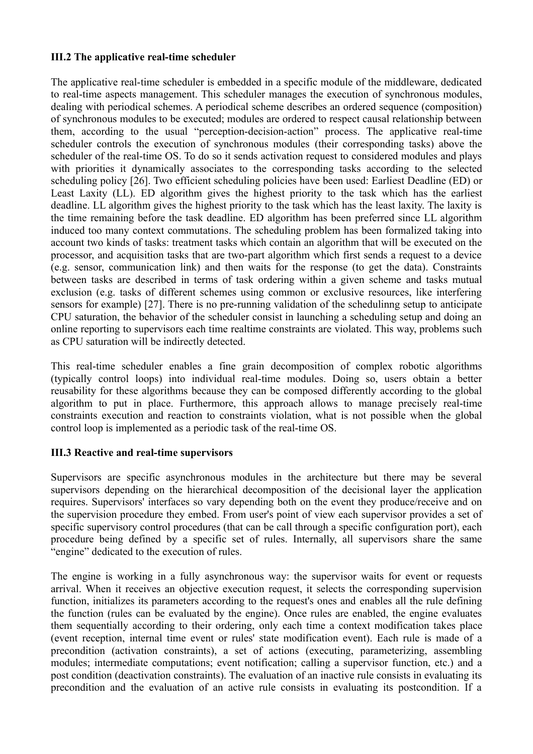### III.2 The applicative real-time scheduler

The applicative real-time scheduler is embedded in a specific module of the middleware, dedicated to real-time aspects management. This scheduler manages the execution of synchronous modules, dealing with periodical schemes. A periodical scheme describes an ordered sequence (composition) of synchronous modules to be executed; modules are ordered to respect causal relationship between them, according to the usual "perception-decision-action" process. The applicative real-time scheduler controls the execution of synchronous modules (their corresponding tasks) above the scheduler of the real-time OS. To do so it sends activation request to considered modules and plays with priorities it dynamically associates to the corresponding tasks according to the selected scheduling policy [26]. Two efficient scheduling policies have been used: Earliest Deadline (ED) or Least Laxity (LL). ED algorithm gives the highest priority to the task which has the earliest deadline. LL algorithm gives the highest priority to the task which has the least laxity. The laxity is the time remaining before the task deadline. ED algorithm has been preferred since LL algorithm induced too many context commutations. The scheduling problem has been formalized taking into account two kinds of tasks: treatment tasks which contain an algorithm that will be executed on the processor, and acquisition tasks that are two-part algorithm which first sends a request to a device (e.g. sensor, communication link) and then waits for the response (to get the data). Constraints between tasks are described in terms of task ordering within a given scheme and tasks mutual exclusion (e.g. tasks of different schemes using common or exclusive resources, like interfering sensors for example) [27]. There is no pre-running validation of the schedulinng setup to anticipate CPU saturation, the behavior of the scheduler consist in launching a scheduling setup and doing an online reporting to supervisors each time realtime constraints are violated. This way, problems such as CPU saturation will be indirectly detected.

This real-time scheduler enables a fine grain decomposition of complex robotic algorithms (typically control loops) into individual real-time modules. Doing so, users obtain a better reusability for these algorithms because they can be composed differently according to the global algorithm to put in place. Furthermore, this approach allows to manage precisely real-time constraints execution and reaction to constraints violation, what is not possible when the global control loop is implemented as a periodic task of the real-time OS.

### III.3 Reactive and real-time supervisors

Supervisors are specific asynchronous modules in the architecture but there may be several supervisors depending on the hierarchical decomposition of the decisional layer the application requires. Supervisors' interfaces so vary depending both on the event they produce/receive and on the supervision procedure they embed. From user's point of view each supervisor provides a set of specific supervisory control procedures (that can be call through a specific configuration port), each procedure being defined by a specific set of rules. Internally, all supervisors share the same "engine" dedicated to the execution of rules.

The engine is working in a fully asynchronous way: the supervisor waits for event or requests arrival. When it receives an objective execution request, it selects the corresponding supervision function, initializes its parameters according to the request's ones and enables all the rule defining the function (rules can be evaluated by the engine). Once rules are enabled, the engine evaluates them sequentially according to their ordering, only each time a context modification takes place (event reception, internal time event or rules' state modification event). Each rule is made of a precondition (activation constraints), a set of actions (executing, parameterizing, assembling modules; intermediate computations; event notification; calling a supervisor function, etc.) and a post condition (deactivation constraints). The evaluation of an inactive rule consists in evaluating its precondition and the evaluation of an active rule consists in evaluating its postcondition. If a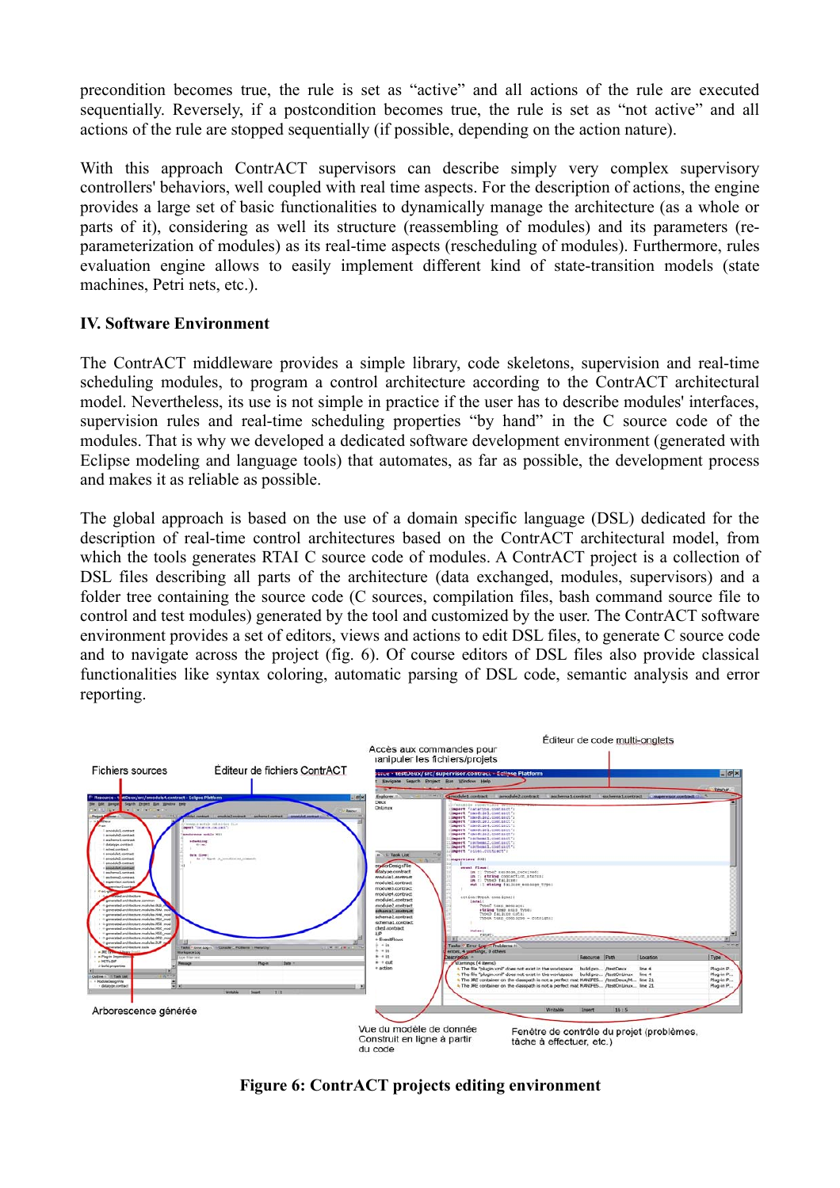precondition becomes true, the rule is set as "active" and all actions of the rule are executed sequentially. Reversely, if a postcondition becomes true, the rule is set as "not active" and all actions of the rule are stopped sequentially (if possible, depending on the action nature).

With this approach ContrACT supervisors can describe simply very complex supervisory controllers' behaviors, well coupled with real time aspects. For the description of actions, the engine provides a large set of basic functionalities to dynamically manage the architecture (as a whole or parts of it), considering as well its structure (reassembling of modules) and its parameters (re-parameterization of modules) as its real-time aspects (rescheduling of modules). Furthermore, rules evaluation engine allows to easily implement different kind of state-transition models (state machines, Petri nets, etc.).

## IV. Software Environment

The ContrACT middleware provides a simple library, code skeletons, supervision and real-time scheduling modules, to program a control architecture according to the ContrACT architectural model. Nevertheless, its use is not simple in practice if the user has to describe modules' interfaces, supervision rules and real-time scheduling properties "by hand" in the C source code of the modules. That is why we developed a dedicated software development environment (generated with Eclipse modeling and language tools) that automates, as far as possible, the development process and makes it as reliable as possible.

The global approach is based on the use of a domain specific language (DSL) dedicated for the description of real-time control architectures based on the ContrACT architectural model, from which the tools generates RTAI C source code of modules. A ContrACT project is a collection of DSL files describing all parts of the architecture (data exchanged, modules, supervisors) and a folder tree containing the source code (C sources, compilation files, bash command source file to control and test modules) generated by the tool and customized by the user. The ContrACT software environment provides a set of editors, views and actions to edit DSL files, to generate C source code and to navigate across the project (fig. 6). Of course editors of DSL files also provide classical functionalities like syntax coloring, automatic parsing of DSL code, semantic analysis and error reporting.

Fichiers sources | Éditeur de fichiers ContrACT | Accès aux commandes pour manipuler les fichiers/projets | Éditeur de code multi-onglets | Arborescence générée | Vue du modèle de donnée Construit en ligne à partir du code | Fenêtre de contrôle du projet (problèmes, tâche à effectuer, etc.)

**Figure 6: ContrACT projects editing environment**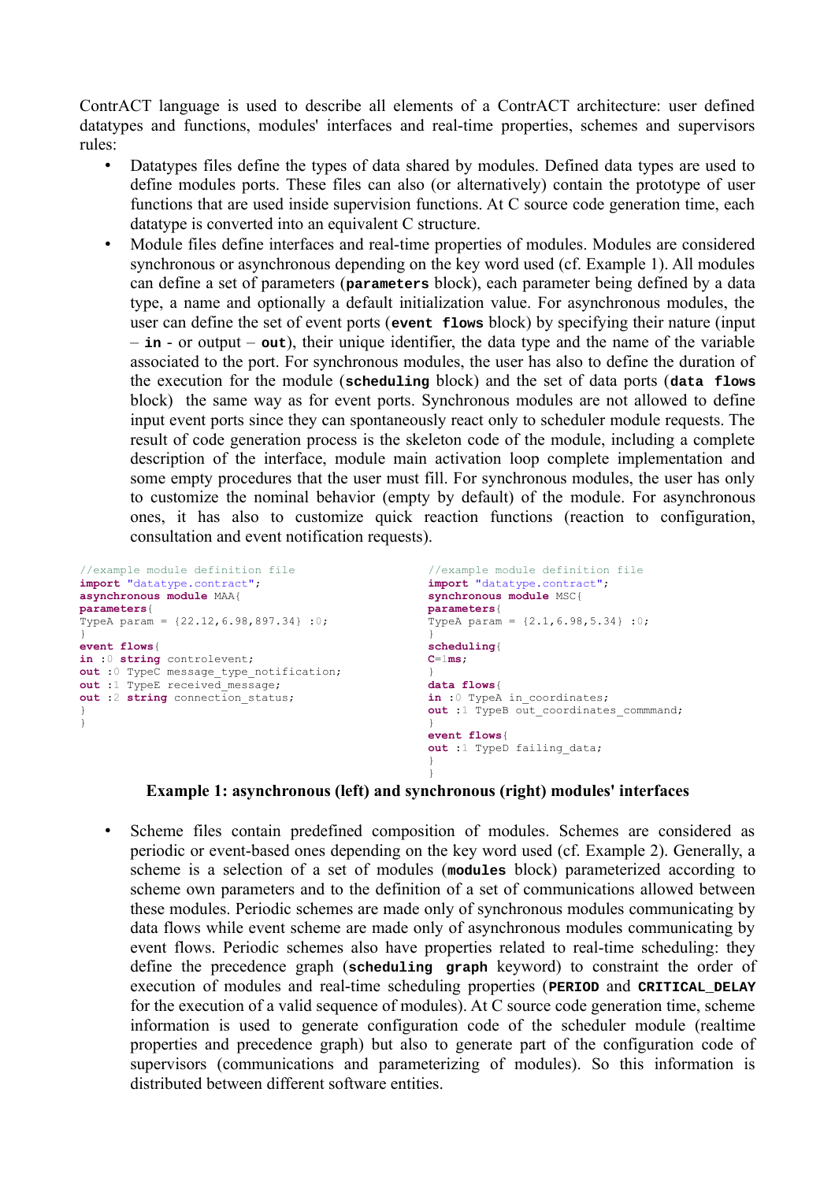ContrACT language is used to describe all elements of a ContrACT architecture: user defined datatypes and functions, modules' interfaces and real-time properties, schemes and supervisors rules:

- Datatypes files define the types of data shared by modules. Defined data types are used to define modules ports. These files can also (or alternatively) contain the prototype of user functions that are used inside supervision functions. At C source code generation time, each datatype is converted into an equivalent C structure.
- Module files define interfaces and real-time properties of modules. Modules are considered synchronous or asynchronous depending on the key word used (cf. Example 1). All modules can define a set of parameters (**`parameters`** block), each parameter being defined by a data type, a name and optionally a default initialization value. For asynchronous modules, the user can define the set of event ports (**`event flows`** block) by specifying their nature (input – **`in`** - or output – **`out`**), their unique identifier, the data type and the name of the variable associated to the port. For synchronous modules, the user has also to define the duration of the execution for the module (**`scheduling`** block) and the set of data ports (**`data flows`** block) the same way as for event ports. Synchronous modules are not allowed to define input event ports since they can spontaneously react only to scheduler module requests. The result of code generation process is the skeleton code of the module, including a complete description of the interface, module main activation loop complete implementation and some empty procedures that the user must fill. For synchronous modules, the user has only to customize the nominal behavior (empty by default) of the module. For asynchronous ones, it has also to customize quick reaction functions (reaction to configuration, consultation and event notification requests).

```
//example module definition file
import "datatype.contract";
asynchronous module MAA{
parameters{
TypeA param = {22.12,6.98,897.34} :0;
}
event flows{
in :0 string controlevent;
out :0 TypeC message_type_notification;
out :1 TypeE received_message;
out :2 string connection_status;
}
}
```

```
//example module definition file
import "datatype.contract";
synchronous module MSC{
parameters{
TypeA param = {2.1,6.98,5.34} :0;
}
scheduling{
C=1ms;
}
data flows{
in :0 TypeA in_coordinates;
out :1 TypeB out_coordinates_commmand;
}
event flows{
out :1 TypeD failing_data;
}
}
```

**Example 1: asynchronous (left) and synchronous (right) modules' interfaces**

- Scheme files contain predefined composition of modules. Schemes are considered as periodic or event-based ones depending on the key word used (cf. Example 2). Generally, a scheme is a selection of a set of modules (**`modules`** block) parameterized according to scheme own parameters and to the definition of a set of communications allowed between these modules. Periodic schemes are made only of synchronous modules communicating by data flows while event scheme are made only of asynchronous modules communicating by event flows. Periodic schemes also have properties related to real-time scheduling: they define the precedence graph (**`scheduling graph`** keyword) to constraint the order of execution of modules and real-time scheduling properties (**`PERIOD`** and **`CRITICAL_DELAY`** for the execution of a valid sequence of modules). At C source code generation time, scheme information is used to generate configuration code of the scheduler module (realtime properties and precedence graph) but also to generate part of the configuration code of supervisors (communications and parameterizing of modules). So this information is distributed between different software entities.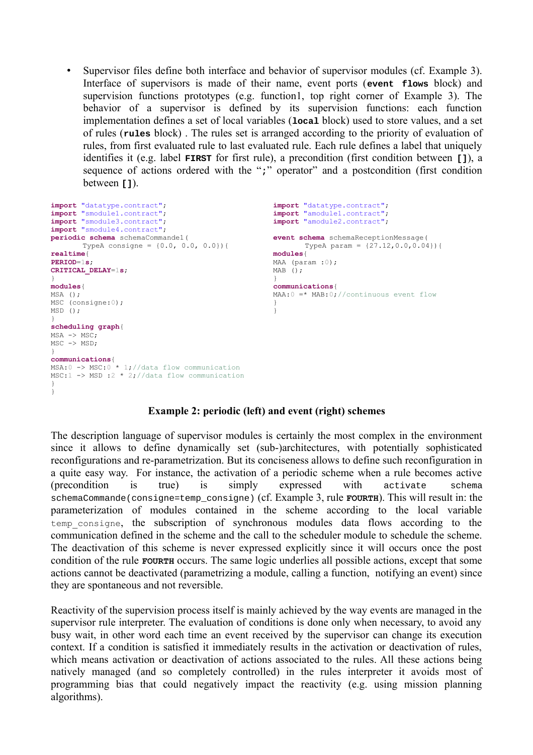- Supervisor files define both interface and behavior of supervisor modules (cf. Example 3). Interface of supervisors is made of their name, event ports (**event flows** block) and supervision functions prototypes (e.g. function1, top right corner of Example 3). The behavior of a supervisor is defined by its supervision functions: each function implementation defines a set of local variables (**local** block) used to store values, and a set of rules (**rules** block) . The rules set is arranged according to the priority of evaluation of rules, from first evaluated rule to last evaluated rule. Each rule defines a label that uniquely identifies it (e.g. label **FIRST** for first rule), a precondition (first condition between **[]**), a sequence of actions ordered with the "**;**" operator" and a postcondition (first condition between **[]**).

```
import "datatype.contract";
import "smodule1.contract";
import "smodule3.contract";
import "smodule4.contract";
periodic schema schemaCommande1(
        TypeA consigne = {0.0, 0.0, 0.0}){
realtime{
PERIOD=1s;
CRITICAL_DELAY=1s;
}
modules{
MSA ();
MSC (consigne:0);
MSD ();
}
scheduling graph{
MSA -> MSC;
MSC -> MSD;
}
communications{
MSA:0 -> MSC:0 * 1;//data flow communication
MSC:1 -> MSD :2 * 2;//data flow communication
}
}
```

```
import "datatype.contract";
import "amodule1.contract";
import "amodule2.contract";

event schema schemaReceptionMessage(
        TypeA param = {27.12,0.0,0.04}){
modules{
MAA (param :0);
MAB ();
}
communications{
MAA:0 =* MAB:0;//continuous event flow
}
}
```

**Example 2: periodic (left) and event (right) schemes**

The description language of supervisor modules is certainly the most complex in the environment since it allows to define dynamically set (sub-)architectures, with potentially sophisticated reconfigurations and re-parametrization. But its conciseness allows to define such reconfiguration in a quite easy way. For instance, the activation of a periodic scheme when a rule becomes active (precondition is true) is simply expressed with `activate schema schemaCommande(consigne=temp_consigne)` (cf. Example 3, rule **FOURTH**). This will result in: the parameterization of modules contained in the scheme according to the local variable `temp_consigne`, the subscription of synchronous modules data flows according to the communication defined in the scheme and the call to the scheduler module to schedule the scheme. The deactivation of this scheme is never expressed explicitly since it will occurs once the post condition of the rule **FOURTH** occurs. The same logic underlies all possible actions, except that some actions cannot be deactivated (parametrizing a module, calling a function, notifying an event) since they are spontaneous and not reversible.

Reactivity of the supervision process itself is mainly achieved by the way events are managed in the supervisor rule interpreter. The evaluation of conditions is done only when necessary, to avoid any busy wait, in other word each time an event received by the supervisor can change its execution context. If a condition is satisfied it immediately results in the activation or deactivation of rules, which means activation or deactivation of actions associated to the rules. All these actions being natively managed (and so completely controlled) in the rules interpreter it avoids most of programming bias that could negatively impact the reactivity (e.g. using mission planning algorithms).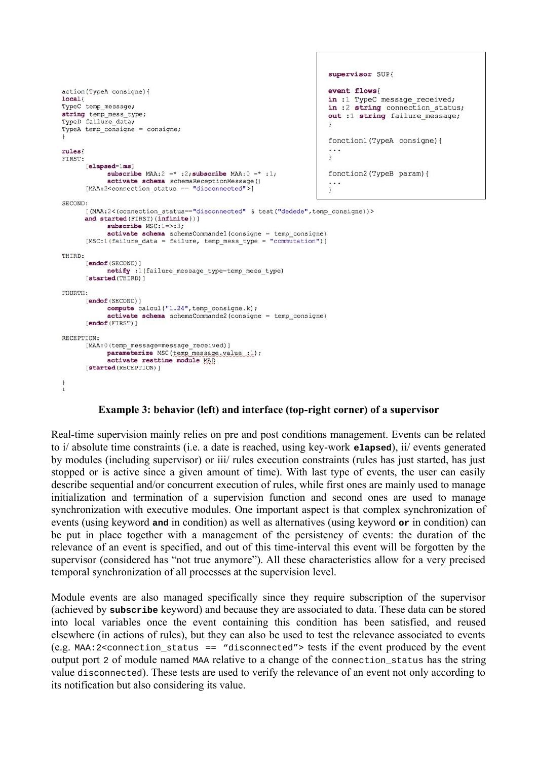```
supervisor SUP{

event flows{
in :1 TypeC message_received;
in :2 string connection_status;
out :1 string failure_message;
}

fonction1(TypeA consigne){
...
}

fonction2(TypeB param){
...
}
```

```
action(TypeA consigne){
local{
TypeC temp_message;
string temp_mess_type;
TypeD failure_data;
TypeA temp_consigne = consigne;
}

rules{
FIRST:
      [elapsed=1ms]
            subscribe MAA:2 =* :2;subscribe MAA:0 =* :1;
            activate schema schemaReceptionMessage()
      [MAA:2<connection_status == "disconnected">]

SECOND:
      [(MAA:2<(connection_status=="disconnected" & test("dedede",temp_consigne))>
      and started(FIRST){infinite})]
            subscribe MSC:1=>:3;
            activate schema schemaCommande1(consigne = temp_consigne)
      [MSC:1(failure_data = failure, temp_mess_type = "commutation")]

THIRD:
      [endof(SECOND)]
            notify :1(failure_message_type=temp_mess_type)
      [started(THIRD)]

FOURTH:
      [endof(SECOND)]
            compute calcul("1.24",temp_consigne.k);
            activate schema schemaCommande2(consigne = temp_consigne)
      [endof(FIRST)]

RECEPTION:
      [MAA:0(temp_message=message_received)]
            parameterize MSC(temp_message.value :1);
            activate resttime module MAD
      [started(RECEPTION)]

}
}
```

**Example 3: behavior (left) and interface (top-right corner) of a supervisor**

Real-time supervision mainly relies on pre and post conditions management. Events can be related to i/ absolute time constraints (i.e. a date is reached, using key-work **elapsed**), ii/ events generated by modules (including supervisor) or iii/ rules execution constraints (rules has just started, has just stopped or is active since a given amount of time). With last type of events, the user can easily describe sequential and/or concurrent execution of rules, while first ones are mainly used to manage initialization and termination of a supervision function and second ones are used to manage synchronization with executive modules. One important aspect is that complex synchronization of events (using keyword **and** in condition) as well as alternatives (using keyword **or** in condition) can be put in place together with a management of the persistency of events: the duration of the relevance of an event is specified, and out of this time-interval this event will be forgotten by the supervisor (considered has "not true anymore"). All these characteristics allow for a very precised temporal synchronization of all processes at the supervision level.

Module events are also managed specifically since they require subscription of the supervisor (achieved by **subscribe** keyword) and because they are associated to data. These data can be stored into local variables once the event containing this condition has been satisfied, and reused elsewhere (in actions of rules), but they can also be used to test the relevance associated to events (e.g. `MAA:2<connection_status == "disconnected">` tests if the event produced by the event output port `2` of module named `MAA` relative to a change of the `connection_status` has the string value `disconnected`). These tests are used to verify the relevance of an event not only according to its notification but also considering its value.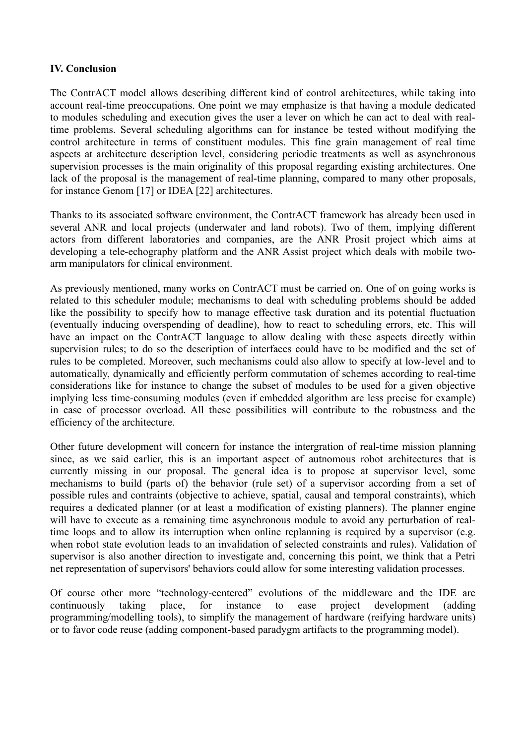**IV. Conclusion**

The ContrACT model allows describing different kind of control architectures, while taking into account real-time preoccupations. One point we may emphasize is that having a module dedicated to modules scheduling and execution gives the user a lever on which he can act to deal with real-time problems. Several scheduling algorithms can for instance be tested without modifying the control architecture in terms of constituent modules. This fine grain management of real time aspects at architecture description level, considering periodic treatments as well as asynchronous supervision processes is the main originality of this proposal regarding existing architectures. One lack of the proposal is the management of real-time planning, compared to many other proposals, for instance Genom [17] or IDEA [22] architectures.

Thanks to its associated software environment, the ContrACT framework has already been used in several ANR and local projects (underwater and land robots). Two of them, implying different actors from different laboratories and companies, are the ANR Prosit project which aims at developing a tele-echography platform and the ANR Assist project which deals with mobile two-arm manipulators for clinical environment.

As previously mentioned, many works on ContrACT must be carried on. One of on going works is related to this scheduler module; mechanisms to deal with scheduling problems should be added like the possibility to specify how to manage effective task duration and its potential fluctuation (eventually inducing overspending of deadline), how to react to scheduling errors, etc. This will have an impact on the ContrACT language to allow dealing with these aspects directly within supervision rules; to do so the description of interfaces could have to be modified and the set of rules to be completed. Moreover, such mechanisms could also allow to specify at low-level and to automatically, dynamically and efficiently perform commutation of schemes according to real-time considerations like for instance to change the subset of modules to be used for a given objective implying less time-consuming modules (even if embedded algorithm are less precise for example) in case of processor overload. All these possibilities will contribute to the robustness and the efficiency of the architecture.

Other future development will concern for instance the intergration of real-time mission planning since, as we said earlier, this is an important aspect of autnomous robot architectures that is currently missing in our proposal. The general idea is to propose at supervisor level, some mechanisms to build (parts of) the behavior (rule set) of a supervisor according from a set of possible rules and contraints (objective to achieve, spatial, causal and temporal constraints), which requires a dedicated planner (or at least a modification of existing planners). The planner engine will have to execute as a remaining time asynchronous module to avoid any perturbation of real-time loops and to allow its interruption when online replanning is required by a supervisor (e.g. when robot state evolution leads to an invalidation of selected constraints and rules). Validation of supervisor is also another direction to investigate and, concerning this point, we think that a Petri net representation of supervisors' behaviors could allow for some interesting validation processes.

Of course other more "technology-centered" evolutions of the middleware and the IDE are continuously taking place, for instance to ease project development (adding programming/modelling tools), to simplify the management of hardware (reifying hardware units) or to favor code reuse (adding component-based paradygm artifacts to the programming model).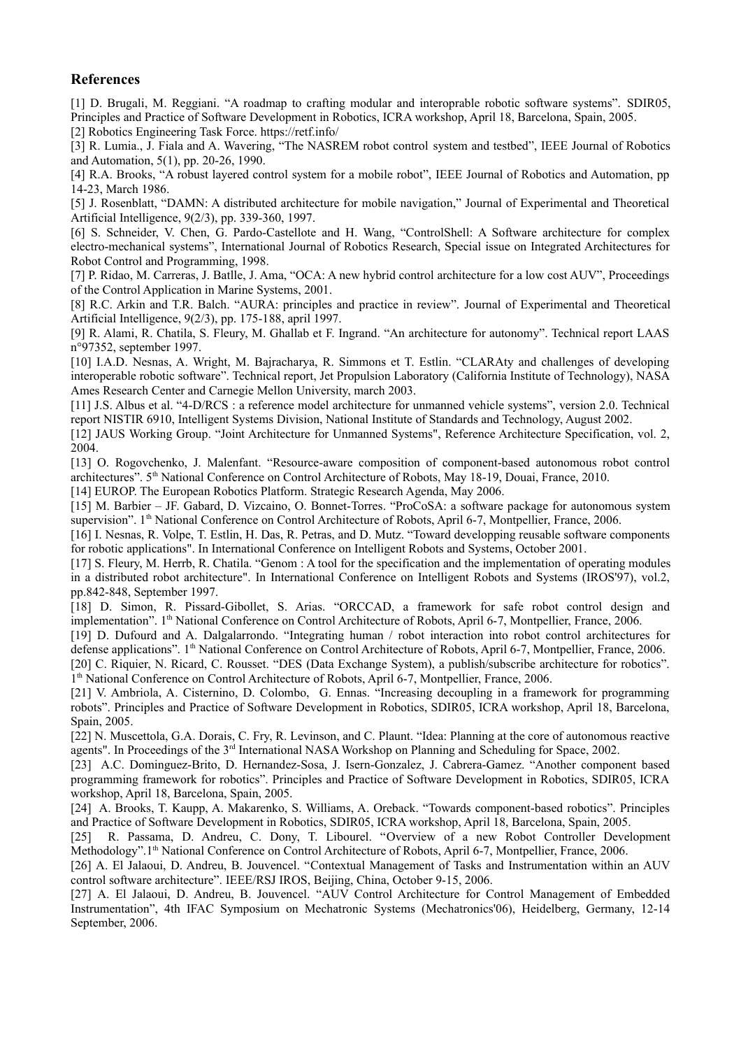## References

[1] D. Brugali, M. Reggiani. "A roadmap to crafting modular and interoprable robotic software systems". SDIR05, Principles and Practice of Software Development in Robotics, ICRA workshop, April 18, Barcelona, Spain, 2005.

[2] Robotics Engineering Task Force. https://retf.info/

[3] R. Lumia., J. Fiala and A. Wavering, "The NASREM robot control system and testbed", IEEE Journal of Robotics and Automation, 5(1), pp. 20-26, 1990.

[4] R.A. Brooks, "A robust layered control system for a mobile robot", IEEE Journal of Robotics and Automation, pp 14-23, March 1986.

[5] J. Rosenblatt, "DAMN: A distributed architecture for mobile navigation," Journal of Experimental and Theoretical Artificial Intelligence, 9(2/3), pp. 339-360, 1997.

[6] S. Schneider, V. Chen, G. Pardo-Castellote and H. Wang, "ControlShell: A Software architecture for complex electro-mechanical systems", International Journal of Robotics Research, Special issue on Integrated Architectures for Robot Control and Programming, 1998.

[7] P. Ridao, M. Carreras, J. Batlle, J. Ama, "OCA: A new hybrid control architecture for a low cost AUV", Proceedings of the Control Application in Marine Systems, 2001.

[8] R.C. Arkin and T.R. Balch. "AURA: principles and practice in review". Journal of Experimental and Theoretical Artificial Intelligence, 9(2/3), pp. 175-188, april 1997.

[9] R. Alami, R. Chatila, S. Fleury, M. Ghallab et F. Ingrand. "An architecture for autonomy". Technical report LAAS n°97352, september 1997.

[10] I.A.D. Nesnas, A. Wright, M. Bajracharya, R. Simmons et T. Estlin. "CLARAty and challenges of developing interoperable robotic software". Technical report, Jet Propulsion Laboratory (California Institute of Technology), NASA Ames Research Center and Carnegie Mellon University, march 2003.

[11] J.S. Albus et al. "4-D/RCS : a reference model architecture for unmanned vehicle systems", version 2.0. Technical report NISTIR 6910, Intelligent Systems Division, National Institute of Standards and Technology, August 2002.

[12] JAUS Working Group. "Joint Architecture for Unmanned Systems", Reference Architecture Specification, vol. 2, 2004.

[13] O. Rogovchenko, J. Malenfant. "Resource-aware composition of component-based autonomous robot control architectures". 5th National Conference on Control Architecture of Robots, May 18-19, Douai, France, 2010.

[14] EUROP. The European Robotics Platform. Strategic Research Agenda, May 2006.

[15] M. Barbier – JF. Gabard, D. Vizcaino, O. Bonnet-Torres. "ProCoSA: a software package for autonomous system supervision". 1th National Conference on Control Architecture of Robots, April 6-7, Montpellier, France, 2006.

[16] I. Nesnas, R. Volpe, T. Estlin, H. Das, R. Petras, and D. Mutz. "Toward developping reusable software components for robotic applications". In International Conference on Intelligent Robots and Systems, October 2001.

[17] S. Fleury, M. Herrb, R. Chatila. "Genom : A tool for the specification and the implementation of operating modules in a distributed robot architecture". In International Conference on Intelligent Robots and Systems (IROS'97), vol.2, pp.842-848, September 1997.

[18] D. Simon, R. Pissard-Gibollet, S. Arias. "ORCCAD, a framework for safe robot control design and implementation". 1th National Conference on Control Architecture of Robots, April 6-7, Montpellier, France, 2006.

[19] D. Dufourd and A. Dalgalarrondo. "Integrating human / robot interaction into robot control architectures for defense applications". 1th National Conference on Control Architecture of Robots, April 6-7, Montpellier, France, 2006.

[20] C. Riquier, N. Ricard, C. Rousset. "DES (Data Exchange System), a publish/subscribe architecture for robotics". 1th National Conference on Control Architecture of Robots, April 6-7, Montpellier, France, 2006.

[21] V. Ambriola, A. Cisternino, D. Colombo, G. Ennas. "Increasing decoupling in a framework for programming robots". Principles and Practice of Software Development in Robotics, SDIR05, ICRA workshop, April 18, Barcelona, Spain, 2005.

[22] N. Muscettola, G.A. Dorais, C. Fry, R. Levinson, and C. Plaunt. "Idea: Planning at the core of autonomous reactive agents". In Proceedings of the 3rd International NASA Workshop on Planning and Scheduling for Space, 2002.

[23] A.C. Dominguez-Brito, D. Hernandez-Sosa, J. Isern-Gonzalez, J. Cabrera-Gamez. "Another component based programming framework for robotics". Principles and Practice of Software Development in Robotics, SDIR05, ICRA workshop, April 18, Barcelona, Spain, 2005.

[24] A. Brooks, T. Kaupp, A. Makarenko, S. Williams, A. Oreback. "Towards component-based robotics". Principles and Practice of Software Development in Robotics, SDIR05, ICRA workshop, April 18, Barcelona, Spain, 2005.

[25] R. Passama, D. Andreu, C. Dony, T. Libourel. "Overview of a new Robot Controller Development Methodology". 1th National Conference on Control Architecture of Robots, April 6-7, Montpellier, France, 2006.

[26] A. El Jalaoui, D. Andreu, B. Jouvencel. "Contextual Management of Tasks and Instrumentation within an AUV control software architecture". IEEE/RSJ IROS, Beijing, China, October 9-15, 2006.

[27] A. El Jalaoui, D. Andreu, B. Jouvencel. "AUV Control Architecture for Control Management of Embedded Instrumentation", 4th IFAC Symposium on Mechatronic Systems (Mechatronics'06), Heidelberg, Germany, 12-14 September, 2006.